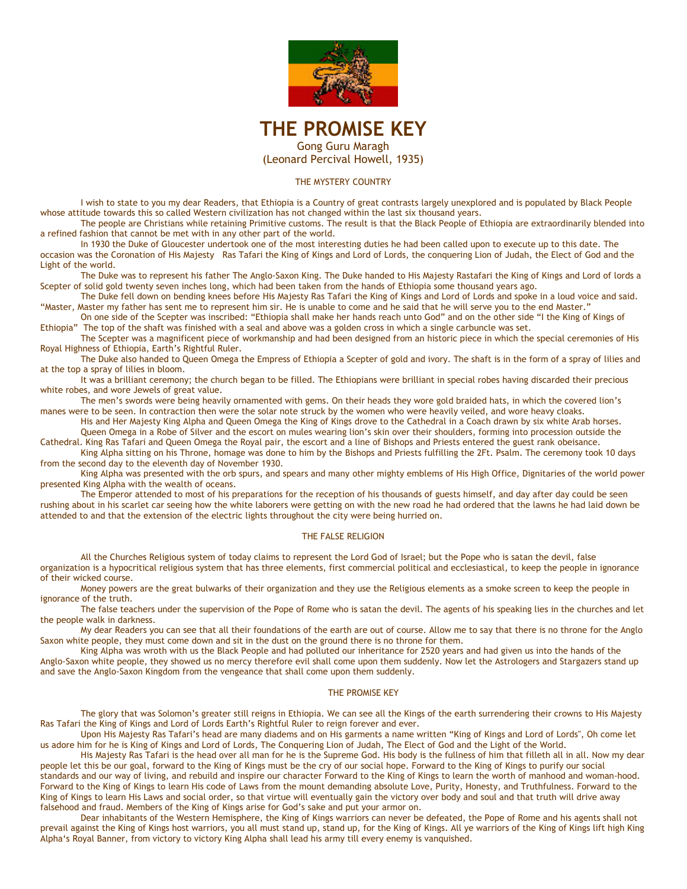# THE PROMISE KEY

Gong Guru Maragh
(Leonard Percival Howell, 1935)

## THE MYSTERY COUNTRY

I wish to state to you my dear Readers, that Ethiopia is a Country of great contrasts largely unexplored and is populated by Black People whose attitude towards this so called Western civilization has not changed within the last six thousand years.

The people are Christians while retaining Primitive customs. The result is that the Black People of Ethiopia are extraordinarily blended into a refined fashion that cannot be met with in any other part of the world.

In 1930 the Duke of Gloucester undertook one of the most interesting duties he had been called upon to execute up to this date. The occasion was the Coronation of His Majesty Ras Tafari the King of Kings and Lord of Lords, the conquering Lion of Judah, the Elect of God and the Light of the world.

The Duke was to represent his father The Anglo-Saxon King. The Duke handed to His Majesty Rastafari the King of Kings and Lord of lords a Scepter of solid gold twenty seven inches long, which had been taken from the hands of Ethiopia some thousand years ago.

The Duke fell down on bending knees before His Majesty Ras Tafari the King of Kings and Lord of Lords and spoke in a loud voice and said. "Master, Master my father has sent me to represent him sir. He is unable to come and he said that he will serve you to the end Master."

On one side of the Scepter was inscribed: "Ethiopia shall make her hands reach unto God" and on the other side "I the King of Kings of Ethiopia" The top of the shaft was finished with a seal and above was a golden cross in which a single carbuncle was set.

The Scepter was a magnificent piece of workmanship and had been designed from an historic piece in which the special ceremonies of His Royal Highness of Ethiopia, Earth's Rightful Ruler.

The Duke also handed to Queen Omega the Empress of Ethiopia a Scepter of gold and ivory. The shaft is in the form of a spray of lilies and at the top a spray of lilies in bloom.

It was a brilliant ceremony; the church began to be filled. The Ethiopians were brilliant in special robes having discarded their precious white robes, and wore Jewels of great value.

The men's swords were being heavily ornamented with gems. On their heads they wore gold braided hats, in which the covered lion's manes were to be seen. In contraction then were the solar note struck by the women who were heavily veiled, and wore heavy cloaks.

His and Her Majesty King Alpha and Queen Omega the King of Kings drove to the Cathedral in a Coach drawn by six white Arab horses.

Queen Omega in a Robe of Silver and the escort on mules wearing lion's skin over their shoulders, forming into procession outside the Cathedral. King Ras Tafari and Queen Omega the Royal pair, the escort and a line of Bishops and Priests entered the guest rank obeisance.

King Alpha sitting on his Throne, homage was done to him by the Bishops and Priests fulfilling the 2Ft. Psalm. The ceremony took 10 days from the second day to the eleventh day of November 1930.

King Alpha was presented with the orb spurs, and spears and many other mighty emblems of His High Office, Dignitaries of the world power presented King Alpha with the wealth of oceans.

The Emperor attended to most of his preparations for the reception of his thousands of guests himself, and day after day could be seen rushing about in his scarlet car seeing how the white laborers were getting on with the new road he had ordered that the lawns he had laid down be attended to and that the extension of the electric lights throughout the city were being hurried on.

## THE FALSE RELIGION

All the Churches Religious system of today claims to represent the Lord God of Israel; but the Pope who is satan the devil, false organization is a hypocritical religious system that has three elements, first commercial political and ecclesiastical, to keep the people in ignorance of their wicked course.

Money powers are the great bulwarks of their organization and they use the Religious elements as a smoke screen to keep the people in ignorance of the truth.

The false teachers under the supervision of the Pope of Rome who is satan the devil. The agents of his speaking lies in the churches and let the people walk in darkness.

My dear Readers you can see that all their foundations of the earth are out of course. Allow me to say that there is no throne for the Anglo Saxon white people, they must come down and sit in the dust on the ground there is no throne for them.

King Alpha was wroth with us the Black People and had polluted our inheritance for 2520 years and had given us into the hands of the Anglo-Saxon white people, they showed us no mercy therefore evil shall come upon them suddenly. Now let the Astrologers and Stargazers stand up and save the Anglo-Saxon Kingdom from the vengeance that shall come upon them suddenly.

## THE PROMISE KEY

The glory that was Solomon's greater still reigns in Ethiopia. We can see all the Kings of the earth surrendering their crowns to His Majesty Ras Tafari the King of Kings and Lord of Lords Earth's Rightful Ruler to reign forever and ever.

Upon His Majesty Ras Tafari's head are many diadems and on His garments a name written "King of Kings and Lord of Lords", Oh come let us adore him for he is King of Kings and Lord of Lords, The Conquering Lion of Judah, The Elect of God and the Light of the World.

His Majesty Ras Tafari is the head over all man for he is the Supreme God. His body is the fullness of him that filleth all in all. Now my dear people let this be our goal, forward to the King of Kings must be the cry of our social hope. Forward to the King of Kings to purify our social standards and our way of living, and rebuild and inspire our character Forward to the King of Kings to learn the worth of manhood and woman-hood. Forward to the King of Kings to learn His code of Laws from the mount demanding absolute Love, Purity, Honesty, and Truthfulness. Forward to the King of Kings to learn His Laws and social order, so that virtue will eventually gain the victory over body and soul and that truth will drive away falsehood and fraud. Members of the King of Kings arise for God's sake and put your armor on.

Dear inhabitants of the Western Hemisphere, the King of Kings warriors can never be defeated, the Pope of Rome and his agents shall not prevail against the King of Kings host warriors, you all must stand up, stand up, for the King of Kings. All ye warriors of the King of Kings lift high King Alpha's Royal Banner, from victory to victory King Alpha shall lead his army till every enemy is vanquished.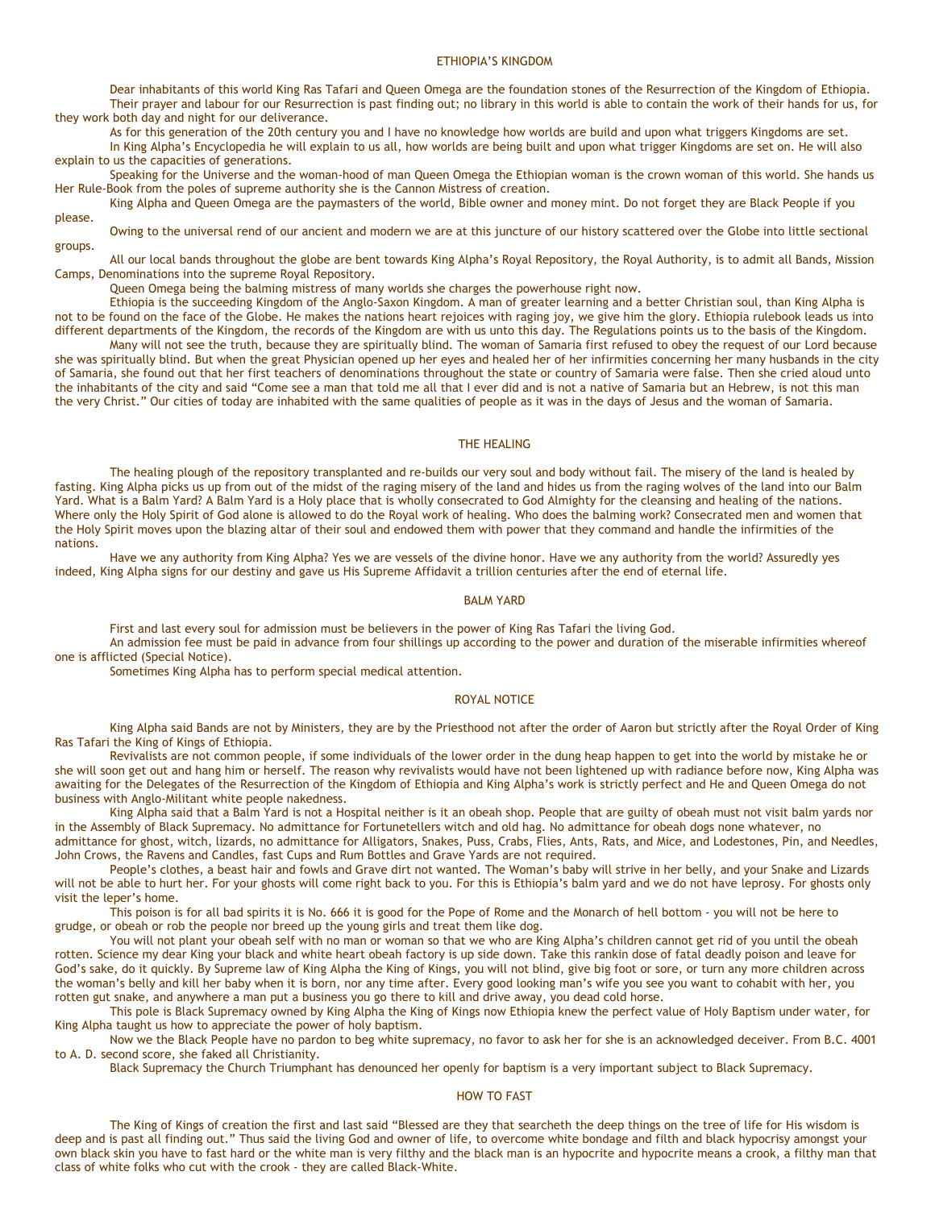## ETHIOPIA'S KINGDOM

Dear inhabitants of this world King Ras Tafari and Queen Omega are the foundation stones of the Resurrection of the Kingdom of Ethiopia.

Their prayer and labour for our Resurrection is past finding out; no library in this world is able to contain the work of their hands for us, for they work both day and night for our deliverance.

As for this generation of the 20th century you and I have no knowledge how worlds are build and upon what triggers Kingdoms are set.

In King Alpha's Encyclopedia he will explain to us all, how worlds are being built and upon what trigger Kingdoms are set on. He will also explain to us the capacities of generations.

Speaking for the Universe and the woman-hood of man Queen Omega the Ethiopian woman is the crown woman of this world. She hands us Her Rule-Book from the poles of supreme authority she is the Cannon Mistress of creation.

King Alpha and Queen Omega are the paymasters of the world, Bible owner and money mint. Do not forget they are Black People if you please.

Owing to the universal rend of our ancient and modern we are at this juncture of our history scattered over the Globe into little sectional groups.

All our local bands throughout the globe are bent towards King Alpha's Royal Repository, the Royal Authority, is to admit all Bands, Mission Camps, Denominations into the supreme Royal Repository.

Queen Omega being the balming mistress of many worlds she charges the powerhouse right now.

Ethiopia is the succeeding Kingdom of the Anglo-Saxon Kingdom. A man of greater learning and a better Christian soul, than King Alpha is not to be found on the face of the Globe. He makes the nations heart rejoices with raging joy, we give him the glory. Ethiopia rulebook leads us into different departments of the Kingdom, the records of the Kingdom are with us unto this day. The Regulations points us to the basis of the Kingdom.

Many will not see the truth, because they are spiritually blind. The woman of Samaria first refused to obey the request of our Lord because she was spiritually blind. But when the great Physician opened up her eyes and healed her of her infirmities concerning her many husbands in the city of Samaria, she found out that her first teachers of denominations throughout the state or country of Samaria were false. Then she cried aloud unto the inhabitants of the city and said "Come see a man that told me all that I ever did and is not a native of Samaria but an Hebrew, is not this man the very Christ." Our cities of today are inhabited with the same qualities of people as it was in the days of Jesus and the woman of Samaria.

## THE HEALING

The healing plough of the repository transplanted and re-builds our very soul and body without fail. The misery of the land is healed by fasting. King Alpha picks us up from out of the midst of the raging misery of the land and hides us from the raging wolves of the land into our Balm Yard. What is a Balm Yard? A Balm Yard is a Holy place that is wholly consecrated to God Almighty for the cleansing and healing of the nations. Where only the Holy Spirit of God alone is allowed to do the Royal work of healing. Who does the balming work? Consecrated men and women that the Holy Spirit moves upon the blazing altar of their soul and endowed them with power that they command and handle the infirmities of the nations.

Have we any authority from King Alpha? Yes we are vessels of the divine honor. Have we any authority from the world? Assuredly yes indeed, King Alpha signs for our destiny and gave us His Supreme Affidavit a trillion centuries after the end of eternal life.

## BALM YARD

First and last every soul for admission must be believers in the power of King Ras Tafari the living God.

An admission fee must be paid in advance from four shillings up according to the power and duration of the miserable infirmities whereof one is afflicted (Special Notice).

Sometimes King Alpha has to perform special medical attention.

## ROYAL NOTICE

King Alpha said Bands are not by Ministers, they are by the Priesthood not after the order of Aaron but strictly after the Royal Order of King Ras Tafari the King of Kings of Ethiopia.

Revivalists are not common people, if some individuals of the lower order in the dung heap happen to get into the world by mistake he or she will soon get out and hang him or herself. The reason why revivalists would have not been lightened up with radiance before now, King Alpha was awaiting for the Delegates of the Resurrection of the Kingdom of Ethiopia and King Alpha's work is strictly perfect and He and Queen Omega do not business with Anglo-Militant white people nakedness.

King Alpha said that a Balm Yard is not a Hospital neither is it an obeah shop. People that are guilty of obeah must not visit balm yards nor in the Assembly of Black Supremacy. No admittance for Fortunetellers witch and old hag. No admittance for obeah dogs none whatever, no admittance for ghost, witch, lizards, no admittance for Alligators, Snakes, Puss, Crabs, Flies, Ants, Rats, and Mice, and Lodestones, Pin, and Needles, John Crows, the Ravens and Candles, fast Cups and Rum Bottles and Grave Yards are not required.

People's clothes, a beast hair and fowls and Grave dirt not wanted. The Woman's baby will strive in her belly, and your Snake and Lizards will not be able to hurt her. For your ghosts will come right back to you. For this is Ethiopia's balm yard and we do not have leprosy. For ghosts only visit the leper's home.

This poison is for all bad spirits it is No. 666 it is good for the Pope of Rome and the Monarch of hell bottom - you will not be here to grudge, or obeah or rob the people nor breed up the young girls and treat them like dog.

You will not plant your obeah self with no man or woman so that we who are King Alpha's children cannot get rid of you until the obeah rotten. Science my dear King your black and white heart obeah factory is up side down. Take this rankin dose of fatal deadly poison and leave for God's sake, do it quickly. By Supreme law of King Alpha the King of Kings, you will not blind, give big foot or sore, or turn any more children across the woman's belly and kill her baby when it is born, nor any time after. Every good looking man's wife you see you want to cohabit with her, you rotten gut snake, and anywhere a man put a business you go there to kill and drive away, you dead cold horse.

This pole is Black Supremacy owned by King Alpha the King of Kings now Ethiopia knew the perfect value of Holy Baptism under water, for King Alpha taught us how to appreciate the power of holy baptism.

Now we the Black People have no pardon to beg white supremacy, no favor to ask her for she is an acknowledged deceiver. From B.C. 4001 to A. D. second score, she faked all Christianity.

Black Supremacy the Church Triumphant has denounced her openly for baptism is a very important subject to Black Supremacy.

## HOW TO FAST

The King of Kings of creation the first and last said "Blessed are they that searcheth the deep things on the tree of life for His wisdom is deep and is past all finding out." Thus said the living God and owner of life, to overcome white bondage and filth and black hypocrisy amongst your own black skin you have to fast hard or the white man is very filthy and the black man is an hypocrite and hypocrite means a crook, a filthy man that class of white folks who cut with the crook - they are called Black-White.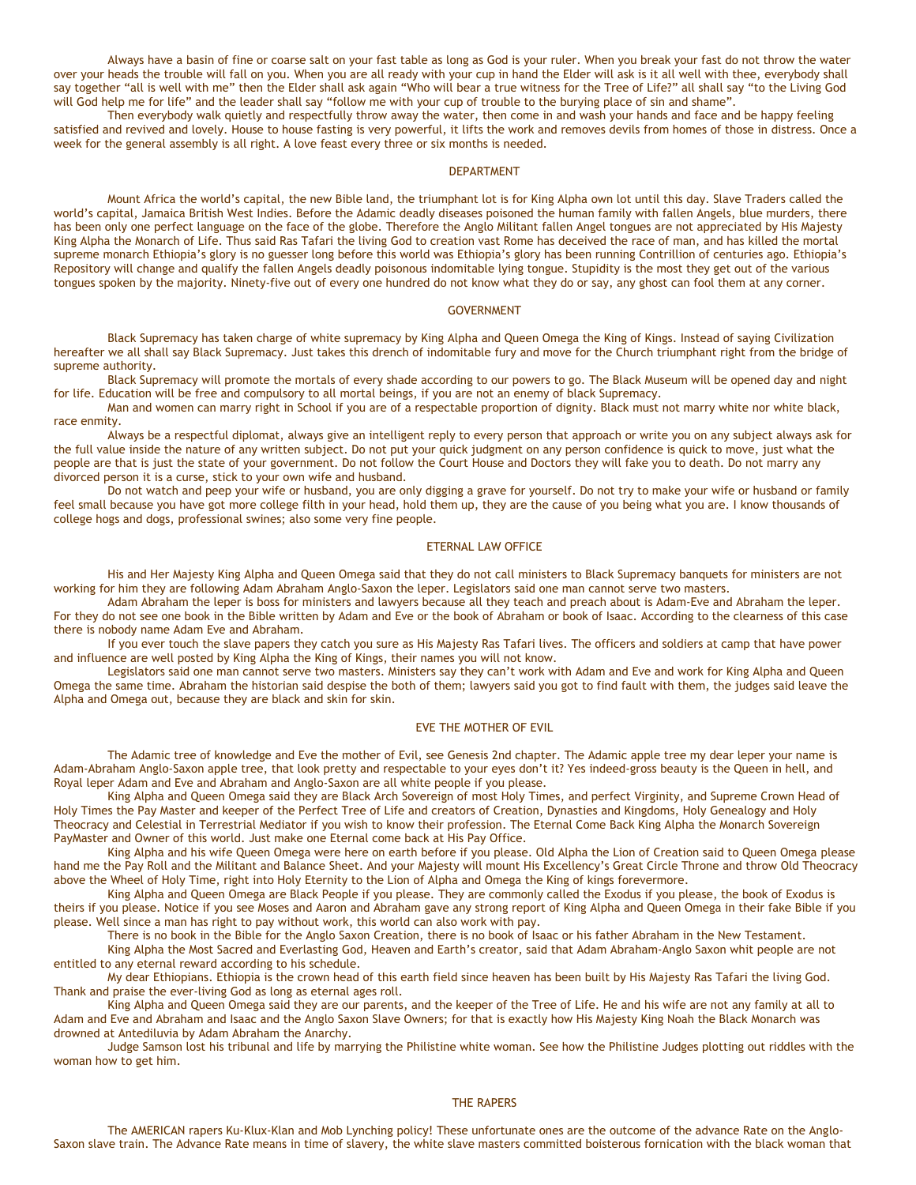Always have a basin of fine or coarse salt on your fast table as long as God is your ruler. When you break your fast do not throw the water over your heads the trouble will fall on you. When you are all ready with your cup in hand the Elder will ask is it all well with thee, everybody shall say together "all is well with me" then the Elder shall ask again "Who will bear a true witness for the Tree of Life?" all shall say "to the Living God will God help me for life" and the leader shall say "follow me with your cup of trouble to the burying place of sin and shame".

Then everybody walk quietly and respectfully throw away the water, then come in and wash your hands and face and be happy feeling satisfied and revived and lovely. House to house fasting is very powerful, it lifts the work and removes devils from homes of those in distress. Once a week for the general assembly is all right. A love feast every three or six months is needed.

## DEPARTMENT

Mount Africa the world's capital, the new Bible land, the triumphant lot is for King Alpha own lot until this day. Slave Traders called the world's capital, Jamaica British West Indies. Before the Adamic deadly diseases poisoned the human family with fallen Angels, blue murders, there has been only one perfect language on the face of the globe. Therefore the Anglo Militant fallen Angel tongues are not appreciated by His Majesty King Alpha the Monarch of Life. Thus said Ras Tafari the living God to creation vast Rome has deceived the race of man, and has killed the mortal supreme monarch Ethiopia's glory is no guesser long before this world was Ethiopia's glory has been running Contrillion of centuries ago. Ethiopia's Repository will change and qualify the fallen Angels deadly poisonous indomitable lying tongue. Stupidity is the most they get out of the various tongues spoken by the majority. Ninety-five out of every one hundred do not know what they do or say, any ghost can fool them at any corner.

## GOVERNMENT

Black Supremacy has taken charge of white supremacy by King Alpha and Queen Omega the King of Kings. Instead of saying Civilization hereafter we all shall say Black Supremacy. Just takes this drench of indomitable fury and move for the Church triumphant right from the bridge of supreme authority.

Black Supremacy will promote the mortals of every shade according to our powers to go. The Black Museum will be opened day and night for life. Education will be free and compulsory to all mortal beings, if you are not an enemy of black Supremacy.

Man and women can marry right in School if you are of a respectable proportion of dignity. Black must not marry white nor white black, race enmity.

Always be a respectful diplomat, always give an intelligent reply to every person that approach or write you on any subject always ask for the full value inside the nature of any written subject. Do not put your quick judgment on any person confidence is quick to move, just what the people are that is just the state of your government. Do not follow the Court House and Doctors they will fake you to death. Do not marry any divorced person it is a curse, stick to your own wife and husband.

Do not watch and peep your wife or husband, you are only digging a grave for yourself. Do not try to make your wife or husband or family feel small because you have got more college filth in your head, hold them up, they are the cause of you being what you are. I know thousands of college hogs and dogs, professional swines; also some very fine people.

## ETERNAL LAW OFFICE

His and Her Majesty King Alpha and Queen Omega said that they do not call ministers to Black Supremacy banquets for ministers are not working for him they are following Adam Abraham Anglo-Saxon the leper. Legislators said one man cannot serve two masters.

Adam Abraham the leper is boss for ministers and lawyers because all they teach and preach about is Adam-Eve and Abraham the leper. For they do not see one book in the Bible written by Adam and Eve or the book of Abraham or book of Isaac. According to the clearness of this case there is nobody name Adam Eve and Abraham.

If you ever touch the slave papers they catch you sure as His Majesty Ras Tafari lives. The officers and soldiers at camp that have power and influence are well posted by King Alpha the King of Kings, their names you will not know.

Legislators said one man cannot serve two masters. Ministers say they can't work with Adam and Eve and work for King Alpha and Queen Omega the same time. Abraham the historian said despise the both of them; lawyers said you got to find fault with them, the judges said leave the Alpha and Omega out, because they are black and skin for skin.

## EVE THE MOTHER OF EVIL

The Adamic tree of knowledge and Eve the mother of Evil, see Genesis 2nd chapter. The Adamic apple tree my dear leper your name is Adam-Abraham Anglo-Saxon apple tree, that look pretty and respectable to your eyes don't it? Yes indeed-gross beauty is the Queen in hell, and Royal leper Adam and Eve and Abraham and Anglo-Saxon are all white people if you please.

King Alpha and Queen Omega said they are Black Arch Sovereign of most Holy Times, and perfect Virginity, and Supreme Crown Head of Holy Times the Pay Master and keeper of the Perfect Tree of Life and creators of Creation, Dynasties and Kingdoms, Holy Genealogy and Holy Theocracy and Celestial in Terrestrial Mediator if you wish to know their profession. The Eternal Come Back King Alpha the Monarch Sovereign PayMaster and Owner of this world. Just make one Eternal come back at His Pay Office.

King Alpha and his wife Queen Omega were here on earth before if you please. Old Alpha the Lion of Creation said to Queen Omega please hand me the Pay Roll and the Militant and Balance Sheet. And your Majesty will mount His Excellency's Great Circle Throne and throw Old Theocracy above the Wheel of Holy Time, right into Holy Eternity to the Lion of Alpha and Omega the King of kings forevermore.

King Alpha and Queen Omega are Black People if you please. They are commonly called the Exodus if you please, the book of Exodus is theirs if you please. Notice if you see Moses and Aaron and Abraham gave any strong report of King Alpha and Queen Omega in their fake Bible if you please. Well since a man has right to pay without work, this world can also work with pay.

There is no book in the Bible for the Anglo Saxon Creation, there is no book of Isaac or his father Abraham in the New Testament.

King Alpha the Most Sacred and Everlasting God, Heaven and Earth's creator, said that Adam Abraham-Anglo Saxon whit people are not entitled to any eternal reward according to his schedule.

My dear Ethiopians. Ethiopia is the crown head of this earth field since heaven has been built by His Majesty Ras Tafari the living God. Thank and praise the ever-living God as long as eternal ages roll.

King Alpha and Queen Omega said they are our parents, and the keeper of the Tree of Life. He and his wife are not any family at all to Adam and Eve and Abraham and Isaac and the Anglo Saxon Slave Owners; for that is exactly how His Majesty King Noah the Black Monarch was drowned at Antediluvia by Adam Abraham the Anarchy.

Judge Samson lost his tribunal and life by marrying the Philistine white woman. See how the Philistine Judges plotting out riddles with the woman how to get him.

## THE RAPERS

The AMERICAN rapers Ku-Klux-Klan and Mob Lynching policy! These unfortunate ones are the outcome of the advance Rate on the Anglo-Saxon slave train. The Advance Rate means in time of slavery, the white slave masters committed boisterous fornication with the black woman that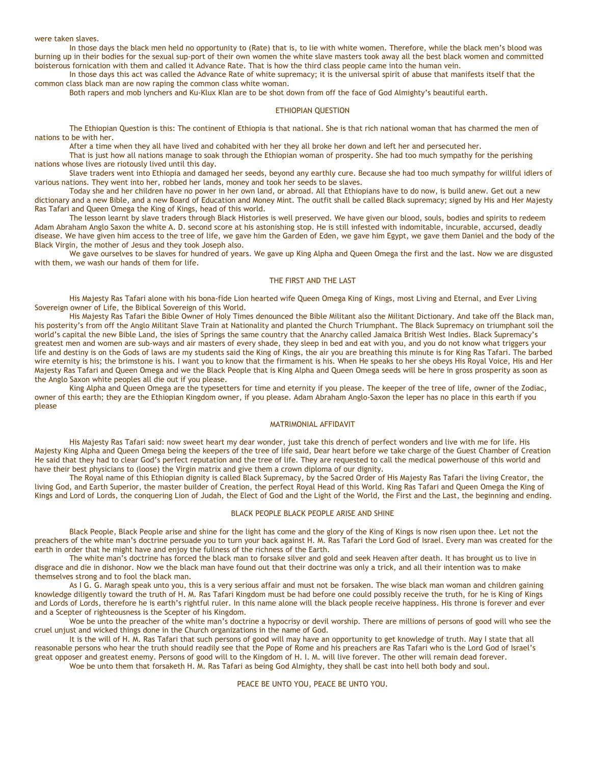were taken slaves.

In those days the black men held no opportunity to (Rate) that is, to lie with white women. Therefore, while the black men's blood was burning up in their bodies for the sexual sup-port of their own women the white slave masters took away all the best black women and committed boisterous fornication with them and called it Advance Rate. That is how the third class people came into the human vein.

In those days this act was called the Advance Rate of white supremacy; it is the universal spirit of abuse that manifests itself that the common class black man are now raping the common class white woman.

Both rapers and mob lynchers and Ku-Klux Klan are to be shot down from off the face of God Almighty's beautiful earth.

## ETHIOPIAN QUESTION

The Ethiopian Question is this: The continent of Ethiopia is that national. She is that rich national woman that has charmed the men of nations to be with her.

After a time when they all have lived and cohabited with her they all broke her down and left her and persecuted her.

That is just how all nations manage to soak through the Ethiopian woman of prosperity. She had too much sympathy for the perishing nations whose lives are riotously lived until this day.

Slave traders went into Ethiopia and damaged her seeds, beyond any earthly cure. Because she had too much sympathy for willful idlers of various nations. They went into her, robbed her lands, money and took her seeds to be slaves.

Today she and her children have no power in her own land, or abroad. All that Ethiopians have to do now, is build anew. Get out a new dictionary and a new Bible, and a new Board of Education and Money Mint. The outfit shall be called Black supremacy; signed by His and Her Majesty Ras Tafari and Queen Omega the King of Kings, head of this world.

The lesson learnt by slave traders through Black Histories is well preserved. We have given our blood, souls, bodies and spirits to redeem Adam Abraham Anglo Saxon the white A. D. second score at his astonishing stop. He is still infested with indomitable, incurable, accursed, deadly disease. We have given him access to the tree of life, we gave him the Garden of Eden, we gave him Egypt, we gave them Daniel and the body of the Black Virgin, the mother of Jesus and they took Joseph also.

We gave ourselves to be slaves for hundred of years. We gave up King Alpha and Queen Omega the first and the last. Now we are disgusted with them, we wash our hands of them for life.

## THE FIRST AND THE LAST

His Majesty Ras Tafari alone with his bona-fide Lion hearted wife Queen Omega King of Kings, most Living and Eternal, and Ever Living Sovereign owner of Life, the Biblical Sovereign of this World.

His Majesty Ras Tafari the Bible Owner of Holy Times denounced the Bible Militant also the Militant Dictionary. And take off the Black man, his posterity's from off the Anglo Militant Slave Train at Nationality and planted the Church Triumphant. The Black Supremacy on triumphant soil the world's capital the new Bible Land, the isles of Springs the same country that the Anarchy called Jamaica British West Indies. Black Supremacy's greatest men and women are sub-ways and air masters of every shade, they sleep in bed and eat with you, and you do not know what triggers your life and destiny is on the Gods of laws are my students said the King of Kings, the air you are breathing this minute is for King Ras Tafari. The barbed wire eternity is his; the brimstone is his. I want you to know that the firmament is his. When He speaks to her she obeys His Royal Voice, His and Her Majesty Ras Tafari and Queen Omega and we the Black People that is King Alpha and Queen Omega seeds will be here in gross prosperity as soon as the Anglo Saxon white peoples all die out if you please.

King Alpha and Queen Omega are the typesetters for time and eternity if you please. The keeper of the tree of life, owner of the Zodiac, owner of this earth; they are the Ethiopian Kingdom owner, if you please. Adam Abraham Anglo-Saxon the leper has no place in this earth if you please

## MATRIMONIAL AFFIDAVIT

His Majesty Ras Tafari said: now sweet heart my dear wonder, just take this drench of perfect wonders and live with me for life. His Majesty King Alpha and Queen Omega being the keepers of the tree of life said, Dear heart before we take charge of the Guest Chamber of Creation He said that they had to clear God's perfect reputation and the tree of life. They are requested to call the medical powerhouse of this world and have their best physicians to (loose) the Virgin matrix and give them a crown diploma of our dignity.

The Royal name of this Ethiopian dignity is called Black Supremacy, by the Sacred Order of His Majesty Ras Tafari the living Creator, the living God, and Earth Superior, the master builder of Creation, the perfect Royal Head of this World. King Ras Tafari and Queen Omega the King of Kings and Lord of Lords, the conquering Lion of Judah, the Elect of God and the Light of the World, the First and the Last, the beginning and ending.

## BLACK PEOPLE BLACK PEOPLE ARISE AND SHINE

Black People, Black People arise and shine for the light has come and the glory of the King of Kings is now risen upon thee. Let not the preachers of the white man's doctrine persuade you to turn your back against H. M. Ras Tafari the Lord God of Israel. Every man was created for the earth in order that he might have and enjoy the fullness of the richness of the Earth.

The white man's doctrine has forced the black man to forsake silver and gold and seek Heaven after death. It has brought us to live in disgrace and die in dishonor. Now we the black man have found out that their doctrine was only a trick, and all their intention was to make themselves strong and to fool the black man.

As I G. G. Maragh speak unto you, this is a very serious affair and must not be forsaken. The wise black man woman and children gaining knowledge diligently toward the truth of H. M. Ras Tafari Kingdom must be had before one could possibly receive the truth, for he is King of Kings and Lords of Lords, therefore he is earth's rightful ruler. In this name alone will the black people receive happiness. His throne is forever and ever and a Scepter of righteousness is the Scepter of his Kingdom.

Woe be unto the preacher of the white man's doctrine a hypocrisy or devil worship. There are millions of persons of good will who see the cruel unjust and wicked things done in the Church organizations in the name of God.

It is the will of H. M. Ras Tafari that such persons of good will may have an opportunity to get knowledge of truth. May I state that all reasonable persons who hear the truth should readily see that the Pope of Rome and his preachers are Ras Tafari who is the Lord God of Israel's great opposer and greatest enemy. Persons of good will to the Kingdom of H. I. M. will live forever. The other will remain dead forever.

Woe be unto them that forsaketh H. M. Ras Tafari as being God Almighty, they shall be cast into hell both body and soul.

PEACE BE UNTO YOU, PEACE BE UNTO YOU.